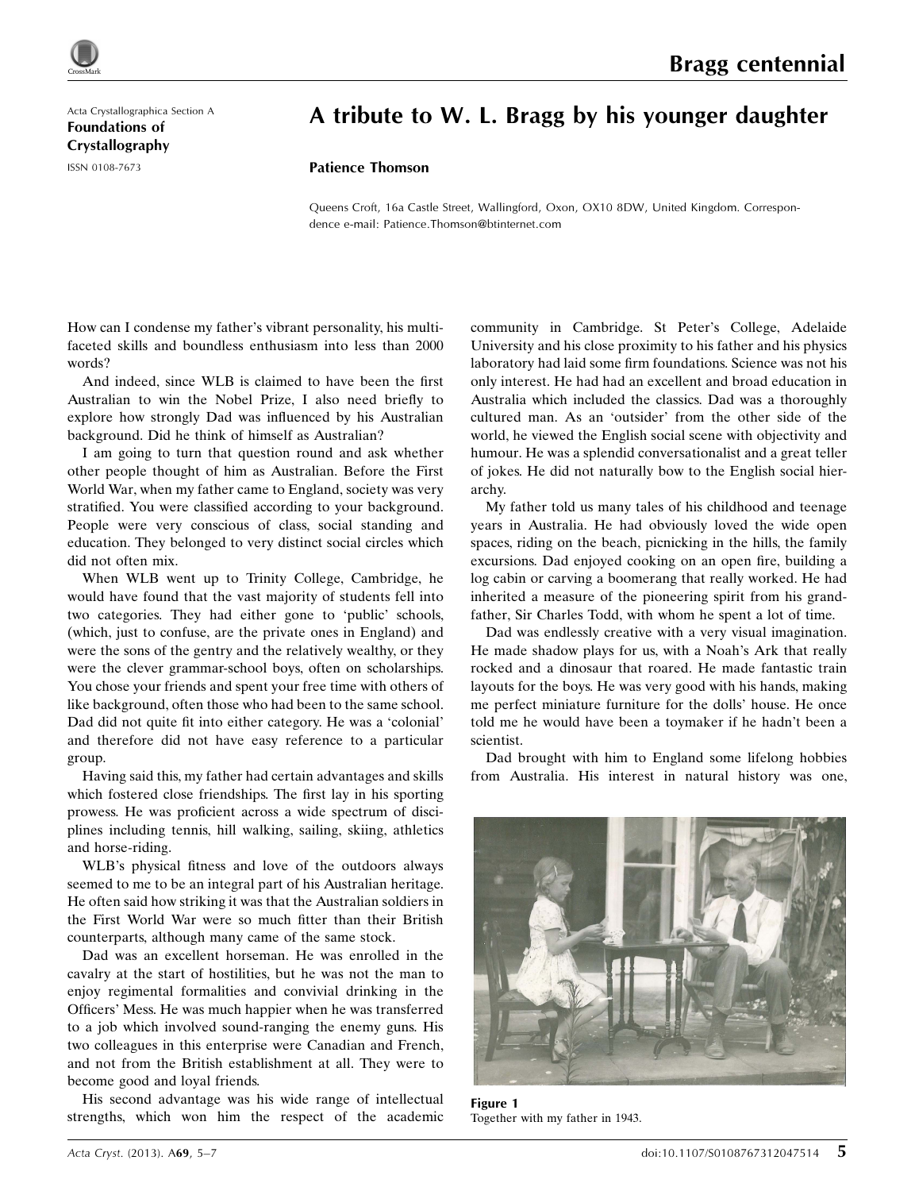Acta Crystallographica Section A
**Foundations of Crystallography**
ISSN 0108-7673

# A tribute to W. L. Bragg by his younger daughter

**Patience Thomson**

Queens Croft, 16a Castle Street, Wallingford, Oxon, OX10 8DW, United Kingdom. Correspondence e-mail: Patience.Thomson@btinternet.com

How can I condense my father's vibrant personality, his multi-faceted skills and boundless enthusiasm into less than 2000 words?

And indeed, since WLB is claimed to have been the first Australian to win the Nobel Prize, I also need briefly to explore how strongly Dad was influenced by his Australian background. Did he think of himself as Australian?

I am going to turn that question round and ask whether other people thought of him as Australian. Before the First World War, when my father came to England, society was very stratified. You were classified according to your background. People were very conscious of class, social standing and education. They belonged to very distinct social circles which did not often mix.

When WLB went up to Trinity College, Cambridge, he would have found that the vast majority of students fell into two categories. They had either gone to 'public' schools, (which, just to confuse, are the private ones in England) and were the sons of the gentry and the relatively wealthy, or they were the clever grammar-school boys, often on scholarships. You chose your friends and spent your free time with others of like background, often those who had been to the same school. Dad did not quite fit into either category. He was a 'colonial' and therefore did not have easy reference to a particular group.

Having said this, my father had certain advantages and skills which fostered close friendships. The first lay in his sporting prowess. He was proficient across a wide spectrum of disciplines including tennis, hill walking, sailing, skiing, athletics and horse-riding.

WLB's physical fitness and love of the outdoors always seemed to me to be an integral part of his Australian heritage. He often said how striking it was that the Australian soldiers in the First World War were so much fitter than their British counterparts, although many came of the same stock.

Dad was an excellent horseman. He was enrolled in the cavalry at the start of hostilities, but he was not the man to enjoy regimental formalities and convivial drinking in the Officers' Mess. He was much happier when he was transferred to a job which involved sound-ranging the enemy guns. His two colleagues in this enterprise were Canadian and French, and not from the British establishment at all. They were to become good and loyal friends.

His second advantage was his wide range of intellectual strengths, which won him the respect of the academic community in Cambridge. St Peter's College, Adelaide University and his close proximity to his father and his physics laboratory had laid some firm foundations. Science was not his only interest. He had had an excellent and broad education in Australia which included the classics. Dad was a thoroughly cultured man. As an 'outsider' from the other side of the world, he viewed the English social scene with objectivity and humour. He was a splendid conversationalist and a great teller of jokes. He did not naturally bow to the English social hierarchy.

My father told us many tales of his childhood and teenage years in Australia. He had obviously loved the wide open spaces, riding on the beach, picnicking in the hills, the family excursions. Dad enjoyed cooking on an open fire, building a log cabin or carving a boomerang that really worked. He had inherited a measure of the pioneering spirit from his grandfather, Sir Charles Todd, with whom he spent a lot of time.

Dad was endlessly creative with a very visual imagination. He made shadow plays for us, with a Noah's Ark that really rocked and a dinosaur that roared. He made fantastic train layouts for the boys. He was very good with his hands, making me perfect miniature furniture for the dolls' house. He once told me he would have been a toymaker if he hadn't been a scientist.

Dad brought with him to England some lifelong hobbies from Australia. His interest in natural history was one,

**Figure 1**
Together with my father in 1943.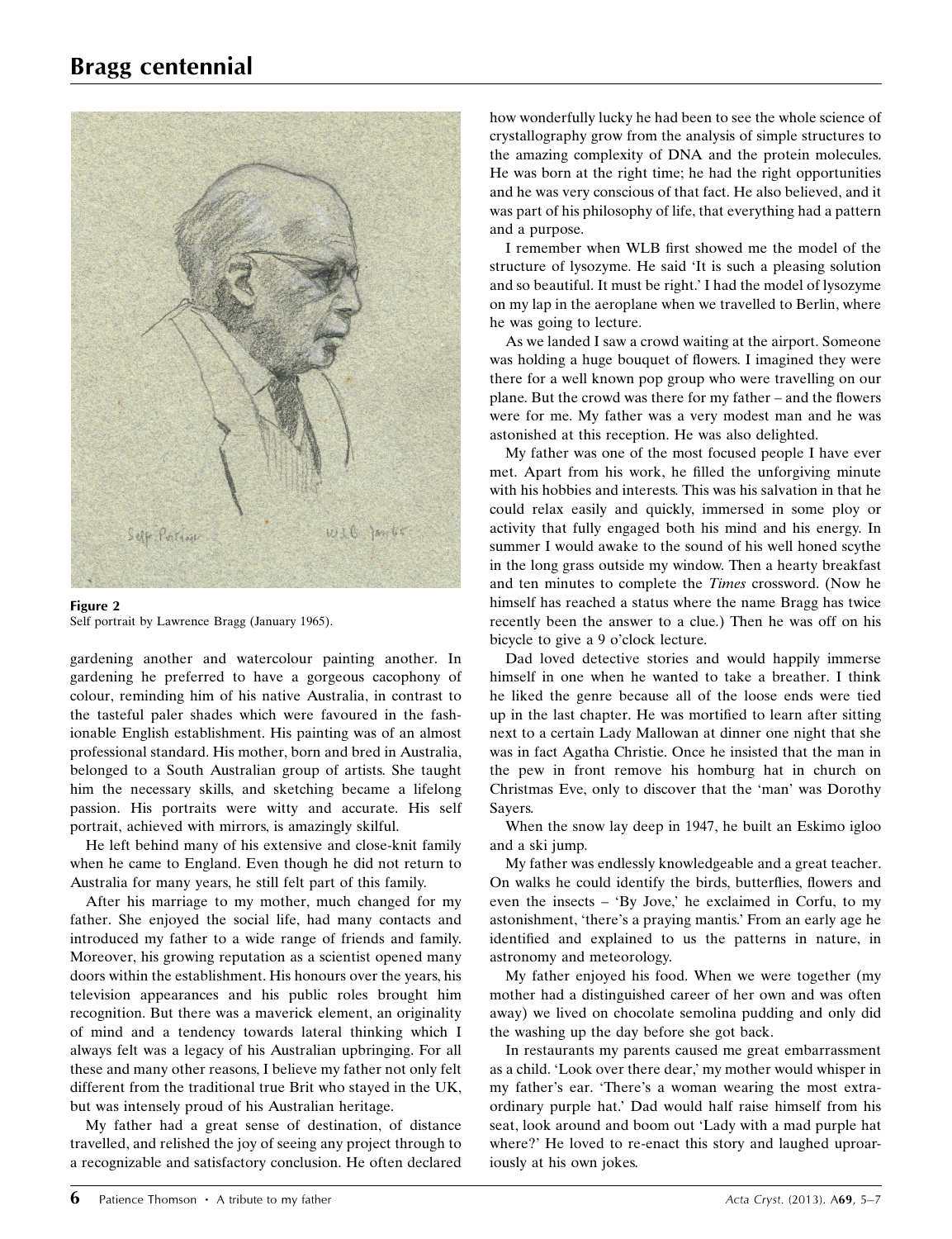Figure 2
Self portrait by Lawrence Bragg (January 1965).

gardening another and watercolour painting another. In gardening he preferred to have a gorgeous cacophony of colour, reminding him of his native Australia, in contrast to the tasteful paler shades which were favoured in the fashionable English establishment. His painting was of an almost professional standard. His mother, born and bred in Australia, belonged to a South Australian group of artists. She taught him the necessary skills, and sketching became a lifelong passion. His portraits were witty and accurate. His self portrait, achieved with mirrors, is amazingly skilful.

He left behind many of his extensive and close-knit family when he came to England. Even though he did not return to Australia for many years, he still felt part of this family.

After his marriage to my mother, much changed for my father. She enjoyed the social life, had many contacts and introduced my father to a wide range of friends and family. Moreover, his growing reputation as a scientist opened many doors within the establishment. His honours over the years, his television appearances and his public roles brought him recognition. But there was a maverick element, an originality of mind and a tendency towards lateral thinking which I always felt was a legacy of his Australian upbringing. For all these and many other reasons, I believe my father not only felt different from the traditional true Brit who stayed in the UK, but was intensely proud of his Australian heritage.

My father had a great sense of destination, of distance travelled, and relished the joy of seeing any project through to a recognizable and satisfactory conclusion. He often declared how wonderfully lucky he had been to see the whole science of crystallography grow from the analysis of simple structures to the amazing complexity of DNA and the protein molecules. He was born at the right time; he had the right opportunities and he was very conscious of that fact. He also believed, and it was part of his philosophy of life, that everything had a pattern and a purpose.

I remember when WLB first showed me the model of the structure of lysozyme. He said 'It is such a pleasing solution and so beautiful. It must be right.' I had the model of lysozyme on my lap in the aeroplane when we travelled to Berlin, where he was going to lecture.

As we landed I saw a crowd waiting at the airport. Someone was holding a huge bouquet of flowers. I imagined they were there for a well known pop group who were travelling on our plane. But the crowd was there for my father – and the flowers were for me. My father was a very modest man and he was astonished at this reception. He was also delighted.

My father was one of the most focused people I have ever met. Apart from his work, he filled the unforgiving minute with his hobbies and interests. This was his salvation in that he could relax easily and quickly, immersed in some ploy or activity that fully engaged both his mind and his energy. In summer I would awake to the sound of his well honed scythe in the long grass outside my window. Then a hearty breakfast and ten minutes to complete the *Times* crossword. (Now he himself has reached a status where the name Bragg has twice recently been the answer to a clue.) Then he was off on his bicycle to give a 9 o'clock lecture.

Dad loved detective stories and would happily immerse himself in one when he wanted to take a breather. I think he liked the genre because all of the loose ends were tied up in the last chapter. He was mortified to learn after sitting next to a certain Lady Mallowan at dinner one night that she was in fact Agatha Christie. Once he insisted that the man in the pew in front remove his homburg hat in church on Christmas Eve, only to discover that the 'man' was Dorothy Sayers.

When the snow lay deep in 1947, he built an Eskimo igloo and a ski jump.

My father was endlessly knowledgeable and a great teacher. On walks he could identify the birds, butterflies, flowers and even the insects – 'By Jove,' he exclaimed in Corfu, to my astonishment, 'there's a praying mantis.' From an early age he identified and explained to us the patterns in nature, in astronomy and meteorology.

My father enjoyed his food. When we were together (my mother had a distinguished career of her own and was often away) we lived on chocolate semolina pudding and only did the washing up the day before she got back.

In restaurants my parents caused me great embarrassment as a child. 'Look over there dear,' my mother would whisper in my father's ear. 'There's a woman wearing the most extraordinary purple hat.' Dad would half raise himself from his seat, look around and boom out 'Lady with a mad purple hat where?' He loved to re-enact this story and laughed uproariously at his own jokes.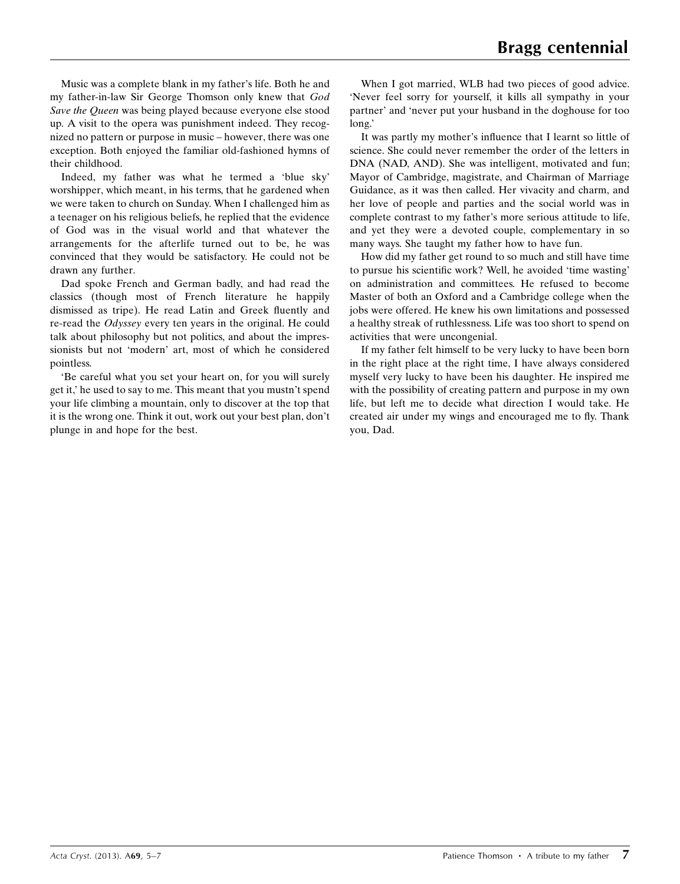Music was a complete blank in my father's life. Both he and my father-in-law Sir George Thomson only knew that *God Save the Queen* was being played because everyone else stood up. A visit to the opera was punishment indeed. They recognized no pattern or purpose in music – however, there was one exception. Both enjoyed the familiar old-fashioned hymns of their childhood.

Indeed, my father was what he termed a 'blue sky' worshipper, which meant, in his terms, that he gardened when we were taken to church on Sunday. When I challenged him as a teenager on his religious beliefs, he replied that the evidence of God was in the visual world and that whatever the arrangements for the afterlife turned out to be, he was convinced that they would be satisfactory. He could not be drawn any further.

Dad spoke French and German badly, and had read the classics (though most of French literature he happily dismissed as tripe). He read Latin and Greek fluently and re-read the *Odyssey* every ten years in the original. He could talk about philosophy but not politics, and about the impressionists but not 'modern' art, most of which he considered pointless.

'Be careful what you set your heart on, for you will surely get it,' he used to say to me. This meant that you mustn't spend your life climbing a mountain, only to discover at the top that it is the wrong one. Think it out, work out your best plan, don't plunge in and hope for the best.

When I got married, WLB had two pieces of good advice. 'Never feel sorry for yourself, it kills all sympathy in your partner' and 'never put your husband in the doghouse for too long.'

It was partly my mother's influence that I learnt so little of science. She could never remember the order of the letters in DNA (NAD, AND). She was intelligent, motivated and fun; Mayor of Cambridge, magistrate, and Chairman of Marriage Guidance, as it was then called. Her vivacity and charm, and her love of people and parties and the social world was in complete contrast to my father's more serious attitude to life, and yet they were a devoted couple, complementary in so many ways. She taught my father how to have fun.

How did my father get round to so much and still have time to pursue his scientific work? Well, he avoided 'time wasting' on administration and committees. He refused to become Master of both an Oxford and a Cambridge college when the jobs were offered. He knew his own limitations and possessed a healthy streak of ruthlessness. Life was too short to spend on activities that were uncongenial.

If my father felt himself to be very lucky to have been born in the right place at the right time, I have always considered myself very lucky to have been his daughter. He inspired me with the possibility of creating pattern and purpose in my own life, but left me to decide what direction I would take. He created air under my wings and encouraged me to fly. Thank you, Dad.